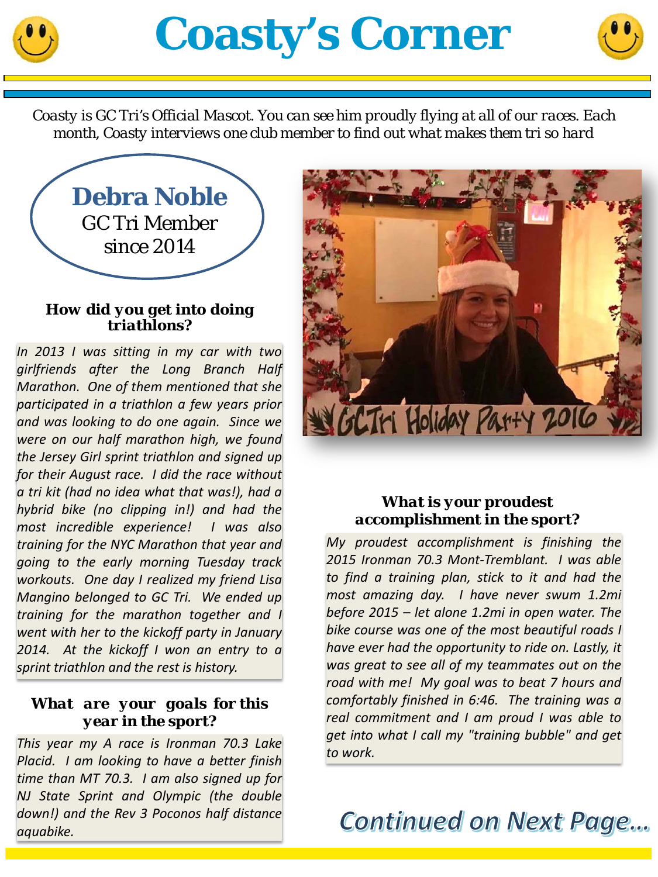# Coasty's Corner

*Coasty is GC Tri's Official Mascot. You can see him proudly flying at all of our races. Each month, Coasty interviews one club member to find out what makes them tri so hard*

## Debra Noble

GC Tri Member since 2014

### How did you get into doing triathlons?

*In 2013 I was sitting in my car with two girlfriends after the Long Branch Half Marathon. One of them mentioned that she participated in a triathlon a few years prior and was looking to do one again. Since we were on our half marathon high, we found the Jersey Girl sprint triathlon and signed up for their August race. I did the race without a tri kit (had no idea what that was!), had a hybrid bike (no clipping in!) and had the most incredible experience! I was also training for the NYC Marathon that year and going to the early morning Tuesday track workouts. One day I realized my friend Lisa Mangino belonged to GC Tri. We ended up training for the marathon together and I went with her to the kickoff party in January 2014. At the kickoff I won an entry to a sprint triathlon and the rest is history.*

### What are your goals for this year in the sport?

*This year my A race is Ironman 70.3 Lake Placid. I am looking to have a better finish time than MT 70.3. I am also signed up for NJ State Sprint and Olympic (the double down!) and the Rev 3 Poconos half distance aquabike.*

GCTri Holiday Party 2016

### What is your proudest accomplishment in the sport?

*My proudest accomplishment is finishing the 2015 Ironman 70.3 Mont-Tremblant. I was able to find a training plan, stick to it and had the most amazing day. I have never swum 1.2mi before 2015 – let alone 1.2mi in open water. The bike course was one of the most beautiful roads I have ever had the opportunity to ride on. Lastly, it was great to see all of my teammates out on the road with me! My goal was to beat 7 hours and comfortably finished in 6:46. The training was a real commitment and I am proud I was able to get into what I call my "training bubble" and get to work.*

*Continued on Next Page...*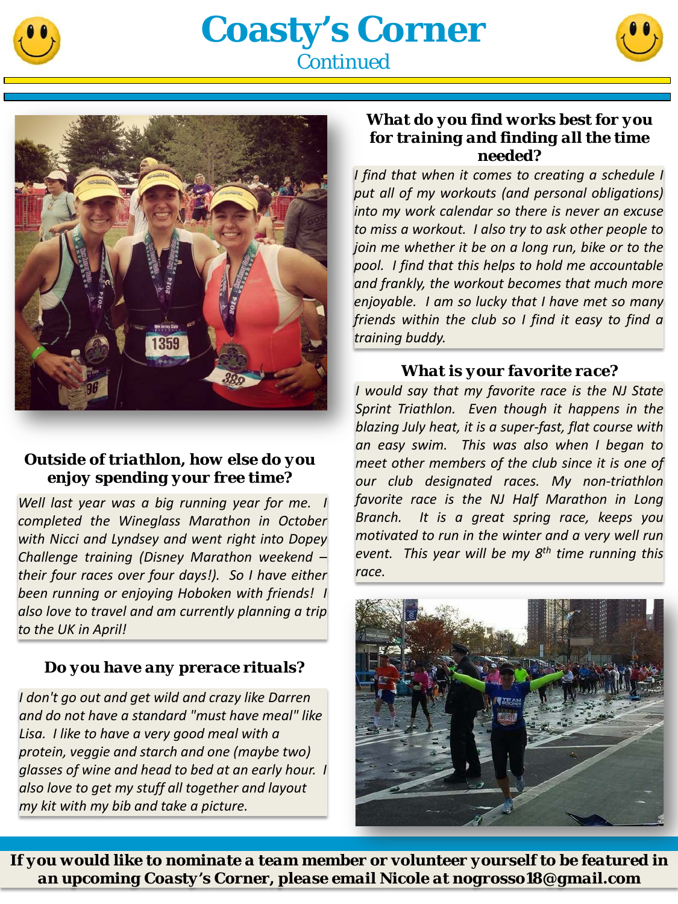# Coasty's Corner

Continued

### Outside of triathlon, how else do you enjoy spending your free time?

*Well last year was a big running year for me. I completed the Wineglass Marathon in October with Nicci and Lyndsey and went right into Dopey Challenge training (Disney Marathon weekend – their four races over four days!). So I have either been running or enjoying Hoboken with friends! I also love to travel and am currently planning a trip to the UK in April!*

### Do you have any prerace rituals?

*I don't go out and get wild and crazy like Darren and do not have a standard "must have meal" like Lisa. I like to have a very good meal with a protein, veggie and starch and one (maybe two) glasses of wine and head to bed at an early hour. I also love to get my stuff all together and layout my kit with my bib and take a picture.*

### What do you find works best for you for training and finding all the time needed?

*I find that when it comes to creating a schedule I put all of my workouts (and personal obligations) into my work calendar so there is never an excuse to miss a workout. I also try to ask other people to join me whether it be on a long run, bike or to the pool. I find that this helps to hold me accountable and frankly, the workout becomes that much more enjoyable. I am so lucky that I have met so many friends within the club so I find it easy to find a training buddy.*

### What is your favorite race?

*I would say that my favorite race is the NJ State Sprint Triathlon. Even though it happens in the blazing July heat, it is a super-fast, flat course with an easy swim. This was also when I began to meet other members of the club since it is one of our club designated races. My non-triathlon favorite race is the NJ Half Marathon in Long Branch. It is a great spring race, keeps you motivated to run in the winter and a very well run event. This year will be my 8th time running this race.*

**If you would like to nominate a team member or volunteer yourself to be featured in an upcoming Coasty's Corner, please email Nicole at nogrosso18@gmail.com**